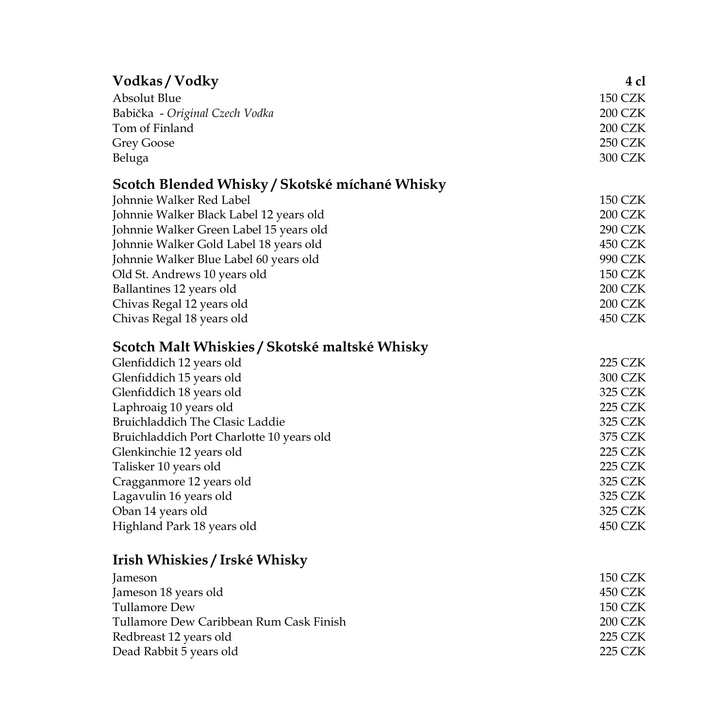| **Vodkas / Vodky** | **4 cl** |
| --- | --- |
| Absolut Blue | 150 CZK |
| Babička - *Original Czech Vodka* | 200 CZK |
| Tom of Finland | 200 CZK |
| Grey Goose | 250 CZK |
| Beluga | 300 CZK |

## Scotch Blended Whisky / Skotské míchané Whisky

| | |
| --- | --- |
| Johnnie Walker Red Label | 150 CZK |
| Johnnie Walker Black Label 12 years old | 200 CZK |
| Johnnie Walker Green Label 15 years old | 290 CZK |
| Johnnie Walker Gold Label 18 years old | 450 CZK |
| Johnnie Walker Blue Label 60 years old | 990 CZK |
| Old St. Andrews 10 years old | 150 CZK |
| Ballantines 12 years old | 200 CZK |
| Chivas Regal 12 years old | 200 CZK |
| Chivas Regal 18 years old | 450 CZK |

## Scotch Malt Whiskies / Skotské maltské Whisky

| | |
| --- | --- |
| Glenfiddich 12 years old | 225 CZK |
| Glenfiddich 15 years old | 300 CZK |
| Glenfiddich 18 years old | 325 CZK |
| Laphroaig 10 years old | 225 CZK |
| Bruichladdich The Clasic Laddie | 325 CZK |
| Bruichladdich Port Charlotte 10 years old | 375 CZK |
| Glenkinchie 12 years old | 225 CZK |
| Talisker 10 years old | 225 CZK |
| Cragganmore 12 years old | 325 CZK |
| Lagavulin 16 years old | 325 CZK |
| Oban 14 years old | 325 CZK |
| Highland Park 18 years old | 450 CZK |

## Irish Whiskies / Irské Whisky

| | |
| --- | --- |
| Jameson | 150 CZK |
| Jameson 18 years old | 450 CZK |
| Tullamore Dew | 150 CZK |
| Tullamore Dew Caribbean Rum Cask Finish | 200 CZK |
| Redbreast 12 years old | 225 CZK |
| Dead Rabbit 5 years old | 225 CZK |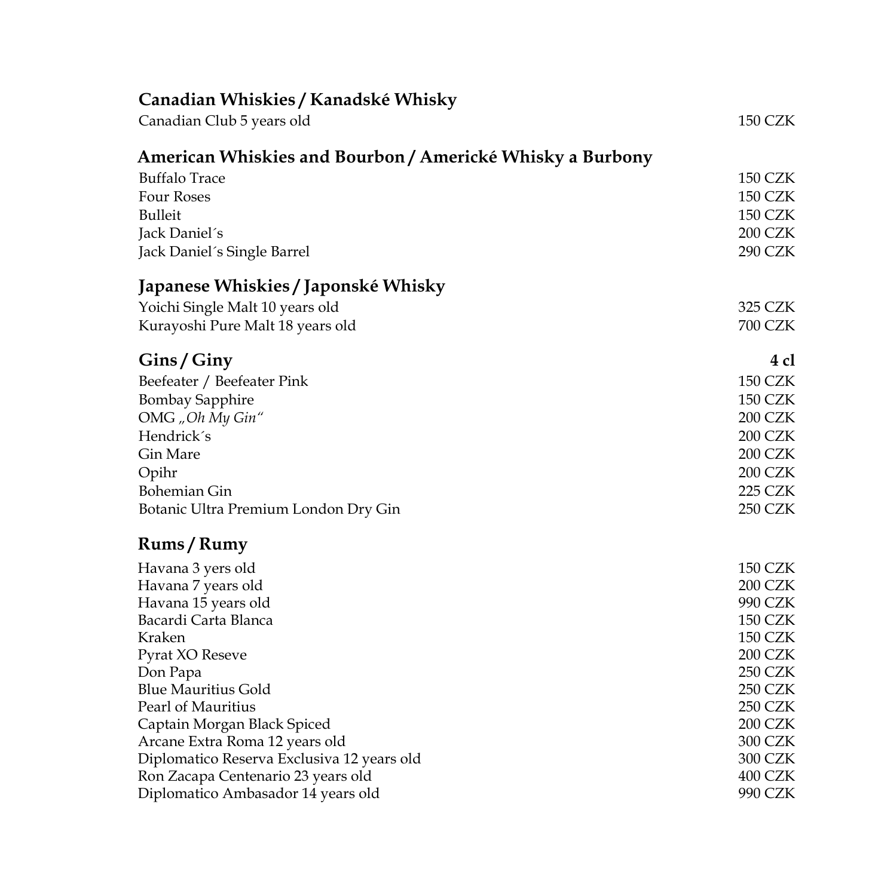## Canadian Whiskies / Kanadské Whisky

| | |
|---|---|
| Canadian Club 5 years old | 150 CZK |

## American Whiskies and Bourbon / Americké Whisky a Burbony

| | |
|---|---|
| Buffalo Trace | 150 CZK |
| Four Roses | 150 CZK |
| Bulleit | 150 CZK |
| Jack Daniel´s | 200 CZK |
| Jack Daniel´s Single Barrel | 290 CZK |

## Japanese Whiskies / Japonské Whisky

| | |
|---|---|
| Yoichi Single Malt 10 years old | 325 CZK |
| Kurayoshi Pure Malt 18 years old | 700 CZK |

## Gins / Giny

| | **4 cl** |
|---|---|
| Beefeater / Beefeater Pink | 150 CZK |
| Bombay Sapphire | 150 CZK |
| OMG *„Oh My Gin“* | 200 CZK |
| Hendrick´s | 200 CZK |
| Gin Mare | 200 CZK |
| Opihr | 200 CZK |
| Bohemian Gin | 225 CZK |
| Botanic Ultra Premium London Dry Gin | 250 CZK |

## Rums / Rumy

| | |
|---|---|
| Havana 3 yers old | 150 CZK |
| Havana 7 years old | 200 CZK |
| Havana 15 years old | 990 CZK |
| Bacardi Carta Blanca | 150 CZK |
| Kraken | 150 CZK |
| Pyrat XO Reseve | 200 CZK |
| Don Papa | 250 CZK |
| Blue Mauritius Gold | 250 CZK |
| Pearl of Mauritius | 250 CZK |
| Captain Morgan Black Spiced | 200 CZK |
| Arcane Extra Roma 12 years old | 300 CZK |
| Diplomatico Reserva Exclusiva 12 years old | 300 CZK |
| Ron Zacapa Centenario 23 years old | 400 CZK |
| Diplomatico Ambasador 14 years old | 990 CZK |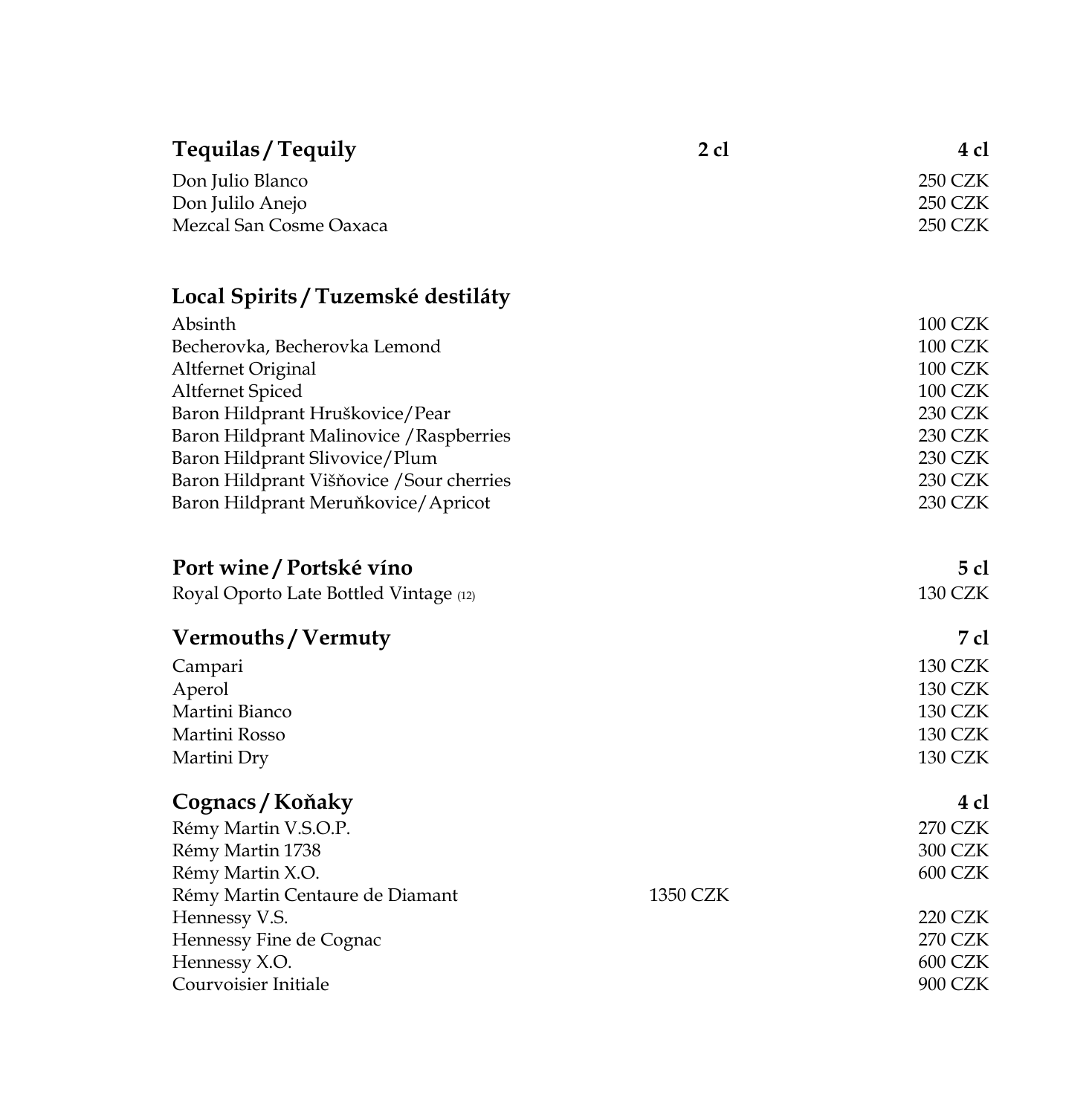| Tequilas / Tequily | 2 cl | 4 cl |
|---|---|---|
| Don Julio Blanco | | 250 CZK |
| Don Julilo Anejo | | 250 CZK |
| Mezcal San Cosme Oaxaca | | 250 CZK |

| Local Spirits / Tuzemské destiláty | |
|---|---|
| Absinth | 100 CZK |
| Becherovka, Becherovka Lemond | 100 CZK |
| Altfernet Original | 100 CZK |
| Altfernet Spiced | 100 CZK |
| Baron Hildprant Hruškovice/Pear | 230 CZK |
| Baron Hildprant Malinovice /Raspberries | 230 CZK |
| Baron Hildprant Slivovice/Plum | 230 CZK |
| Baron Hildprant Višňovice /Sour cherries | 230 CZK |
| Baron Hildprant Meruňkovice/Apricot | 230 CZK |

| Port wine / Portské víno | 5 cl |
|---|---|
| Royal Oporto Late Bottled Vintage (12) | 130 CZK |

| Vermouths / Vermuty | 7 cl |
|---|---|
| Campari | 130 CZK |
| Aperol | 130 CZK |
| Martini Bianco | 130 CZK |
| Martini Rosso | 130 CZK |
| Martini Dry | 130 CZK |

| Cognacs / Koňaky | 2 cl | 4 cl |
|---|---|---|
| Rémy Martin V.S.O.P. | | 270 CZK |
| Rémy Martin 1738 | | 300 CZK |
| Rémy Martin X.O. | | 600 CZK |
| Rémy Martin Centaure de Diamant | 1350 CZK | |
| Hennessy V.S. | | 220 CZK |
| Hennessy Fine de Cognac | | 270 CZK |
| Hennessy X.O. | | 600 CZK |
| Courvoisier Initiale | | 900 CZK |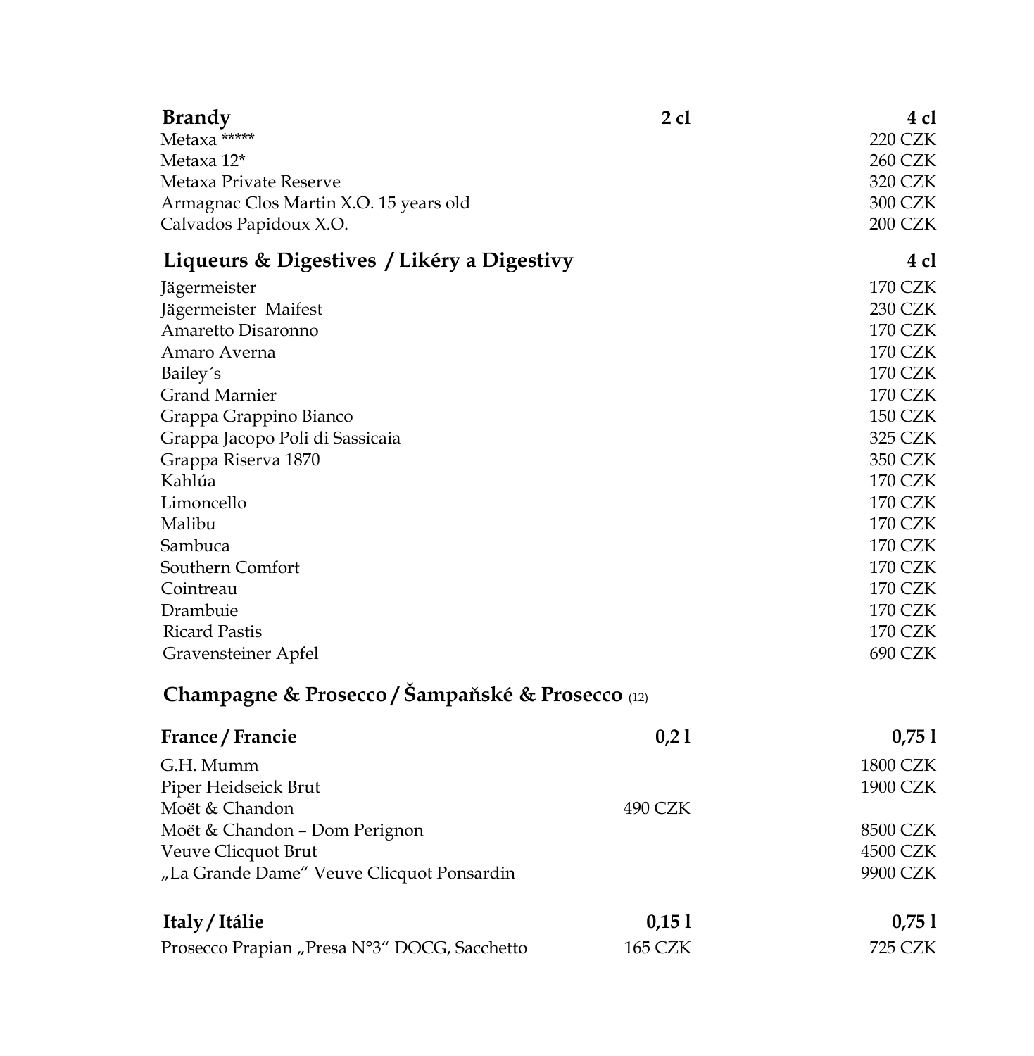| Brandy | 2 cl | 4 cl |
|---|---|---|
| Metaxa ***** | | 220 CZK |
| Metaxa 12* | | 260 CZK |
| Metaxa Private Reserve | | 320 CZK |
| Armagnac Clos Martin X.O. 15 years old | | 300 CZK |
| Calvados Papidoux X.O. | | 200 CZK |

| Liqueurs & Digestives / Likéry a Digestivy | 4 cl |
|---|---|
| Jägermeister | 170 CZK |
| Jägermeister Maifest | 230 CZK |
| Amaretto Disaronno | 170 CZK |
| Amaro Averna | 170 CZK |
| Bailey´s | 170 CZK |
| Grand Marnier | 170 CZK |
| Grappa Grappino Bianco | 150 CZK |
| Grappa Jacopo Poli di Sassicaia | 325 CZK |
| Grappa Riserva 1870 | 350 CZK |
| Kahlúa | 170 CZK |
| Limoncello | 170 CZK |
| Malibu | 170 CZK |
| Sambuca | 170 CZK |
| Southern Comfort | 170 CZK |
| Cointreau | 170 CZK |
| Drambuie | 170 CZK |
| Ricard Pastis | 170 CZK |
| Gravensteiner Apfel | 690 CZK |

## Champagne & Prosecco / Šampaňské & Prosecco (12)

| France / Francie | 0,2 l | 0,75 l |
|---|---|---|
| G.H. Mumm | | 1800 CZK |
| Piper Heidseick Brut | | 1900 CZK |
| Moët & Chandon | 490 CZK | |
| Moët & Chandon – Dom Perignon | | 8500 CZK |
| Veuve Clicquot Brut | | 4500 CZK |
| „La Grande Dame“ Veuve Clicquot Ponsardin | | 9900 CZK |

| Italy / Itálie | 0,15 l | 0,75 l |
|---|---|---|
| Prosecco Prapian „Presa N°3“ DOCG, Sacchetto | 165 CZK | 725 CZK |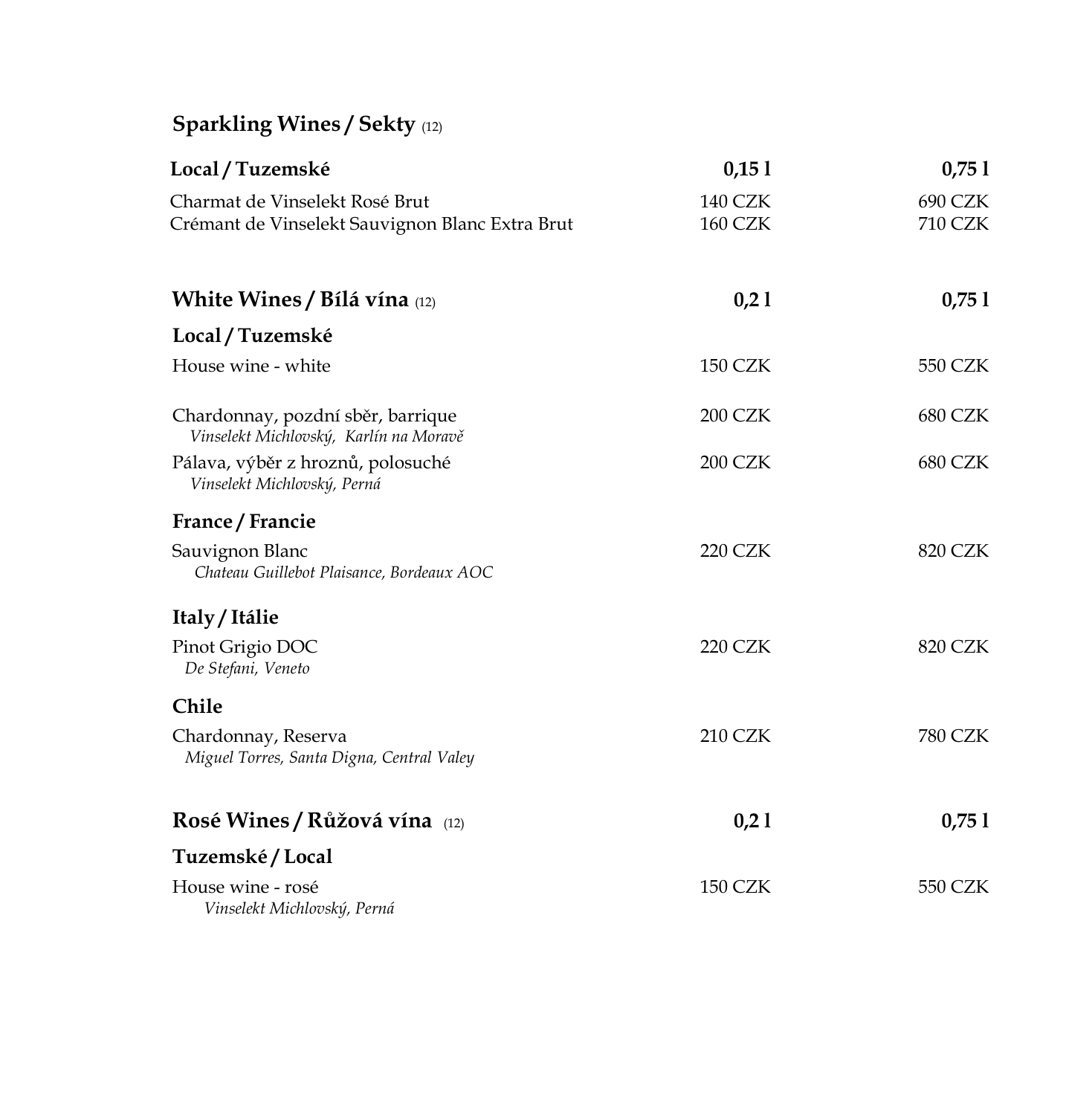## Sparkling Wines / Sekty (12)

| Local / Tuzemské | 0,15 l | 0,75 l |
| --- | --- | --- |
| Charmat de Vinselekt Rosé Brut | 140 CZK | 690 CZK |
| Crémant de Vinselekt Sauvignon Blanc Extra Brut | 160 CZK | 710 CZK |

## White Wines / Bílá vína (12)

| | 0,2 l | 0,75 l |
| --- | --- | --- |
| **Local / Tuzemské** | | |
| House wine - white | 150 CZK | 550 CZK |
| Chardonnay, pozdní sběr, barrique<br>*Vinselekt Michlovský, Karlín na Moravě* | 200 CZK | 680 CZK |
| Pálava, výběr z hroznů, polosuché<br>*Vinselekt Michlovský, Perná* | 200 CZK | 680 CZK |
| **France / Francie** | | |
| Sauvignon Blanc<br>*Chateau Guillebot Plaisance, Bordeaux AOC* | 220 CZK | 820 CZK |
| **Italy / Itálie** | | |
| Pinot Grigio DOC<br>*De Stefani, Veneto* | 220 CZK | 820 CZK |
| **Chile** | | |
| Chardonnay, Reserva<br>*Miguel Torres, Santa Digna, Central Valey* | 210 CZK | 780 CZK |

## Rosé Wines / Růžová vína (12)

| | 0,2 l | 0,75 l |
| --- | --- | --- |
| **Tuzemské / Local** | | |
| House wine - rosé<br>*Vinselekt Michlovský, Perná* | 150 CZK | 550 CZK |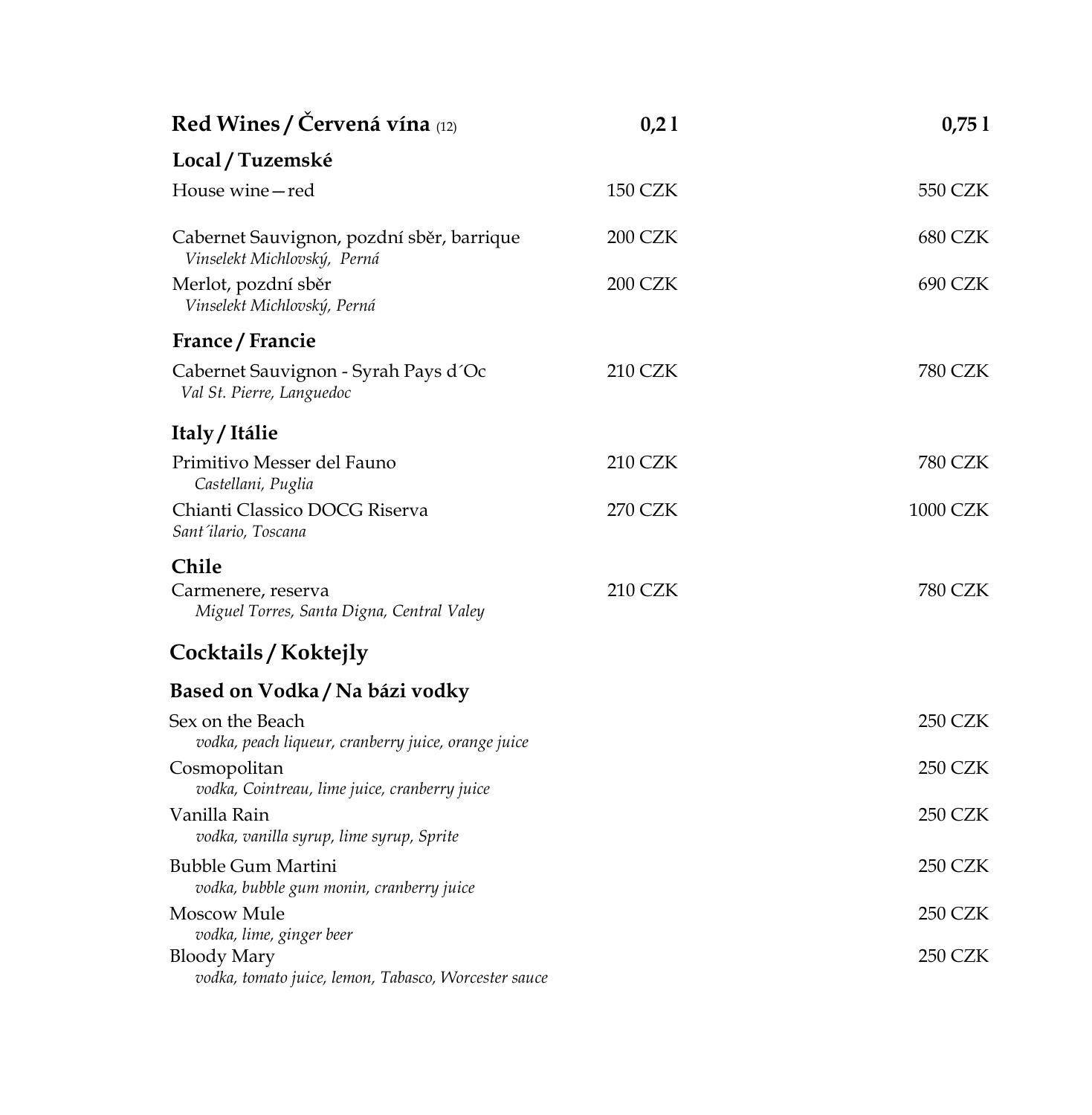## Red Wines / Červená vína (12)

| | 0,2 l | 0,75 l |
|---|---|---|
| **Local / Tuzemské** | | |
| House wine—red | 150 CZK | 550 CZK |
| Cabernet Sauvignon, pozdní sběr, barrique<br>*Vinselekt Michlovský, Perná* | 200 CZK | 680 CZK |
| Merlot, pozdní sběr<br>*Vinselekt Michlovský, Perná* | 200 CZK | 690 CZK |
| **France / Francie** | | |
| Cabernet Sauvignon - Syrah Pays d´Oc<br>*Val St. Pierre, Languedoc* | 210 CZK | 780 CZK |
| **Italy / Itálie** | | |
| Primitivo Messer del Fauno<br>*Castellani, Puglia* | 210 CZK | 780 CZK |
| Chianti Classico DOCG Riserva<br>*Sant´ilario, Toscana* | 270 CZK | 1000 CZK |
| **Chile** | | |
| Carmenere, reserva<br>*Miguel Torres, Santa Digna, Central Valey* | 210 CZK | 780 CZK |

## Cocktails / Koktejly

### Based on Vodka / Na bázi vodky

| | |
|---|---|
| Sex on the Beach<br>*vodka, peach liqueur, cranberry juice, orange juice* | 250 CZK |
| Cosmopolitan<br>*vodka, Cointreau, lime juice, cranberry juice* | 250 CZK |
| Vanilla Rain<br>*vodka, vanilla syrup, lime syrup, Sprite* | 250 CZK |
| Bubble Gum Martini<br>*vodka, bubble gum monin, cranberry juice* | 250 CZK |
| Moscow Mule<br>*vodka, lime, ginger beer* | 250 CZK |
| Bloody Mary<br>*vodka, tomato juice, lemon, Tabasco, Worcester sauce* | 250 CZK |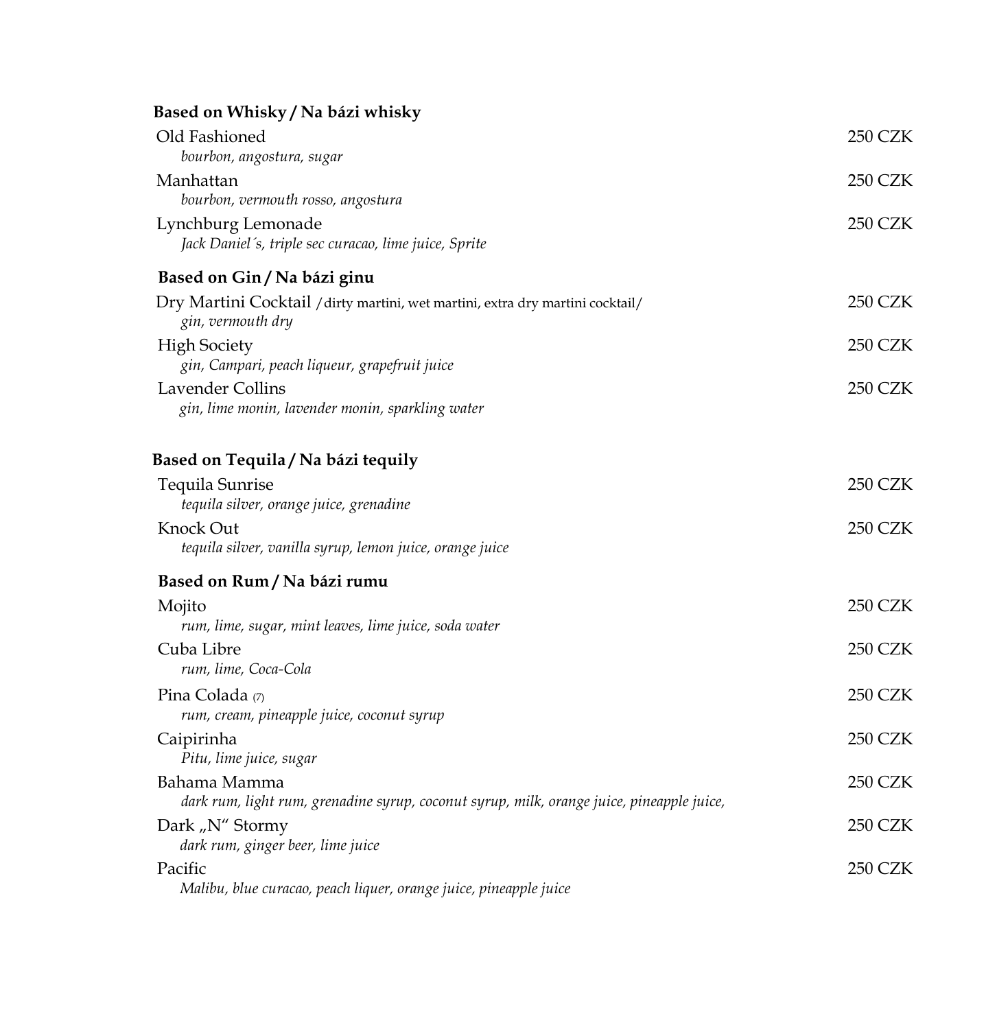## Based on Whisky / Na bázi whisky

Old Fashioned — 250 CZK
*bourbon, angostura, sugar*

Manhattan — 250 CZK
*bourbon, vermouth rosso, angostura*

Lynchburg Lemonade — 250 CZK
*Jack Daniel´s, triple sec curacao, lime juice, Sprite*

## Based on Gin / Na bázi ginu

Dry Martini Cocktail /dirty martini, wet martini, extra dry martini cocktail/ — 250 CZK
*gin, vermouth dry*

High Society — 250 CZK
*gin, Campari, peach liqueur, grapefruit juice*

Lavender Collins — 250 CZK
*gin, lime monin, lavender monin, sparkling water*

## Based on Tequila / Na bázi tequily

Tequila Sunrise — 250 CZK
*tequila silver, orange juice, grenadine*

Knock Out — 250 CZK
*tequila silver, vanilla syrup, lemon juice, orange juice*

## Based on Rum / Na bázi rumu

Mojito — 250 CZK
*rum, lime, sugar, mint leaves, lime juice, soda water*

Cuba Libre — 250 CZK
*rum, lime, Coca-Cola*

Pina Colada (7) — 250 CZK
*rum, cream, pineapple juice, coconut syrup*

Caipirinha — 250 CZK
*Pitu, lime juice, sugar*

Bahama Mamma — 250 CZK
*dark rum, light rum, grenadine syrup, coconut syrup, milk, orange juice, pineapple juice,*

Dark „N" Stormy — 250 CZK
*dark rum, ginger beer, lime juice*

Pacific — 250 CZK
*Malibu, blue curacao, peach liquer, orange juice, pineapple juice*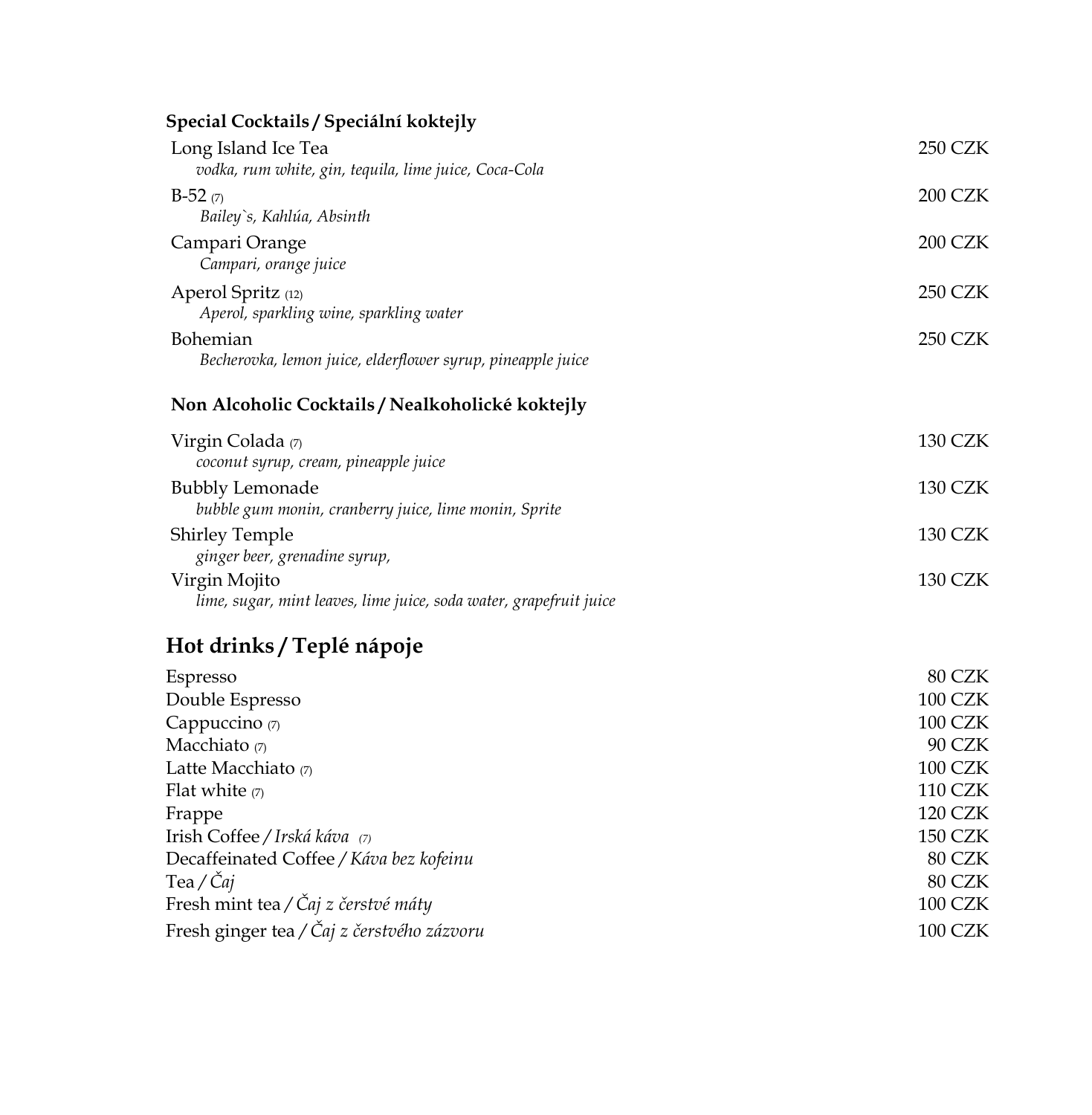### Special Cocktails / Speciální koktejly

Long Island Ice Tea — 250 CZK
*vodka, rum white, gin, tequila, lime juice, Coca-Cola*

B-52 (7) — 200 CZK
*Bailey`s, Kahlúa, Absinth*

Campari Orange — 200 CZK
*Campari, orange juice*

Aperol Spritz (12) — 250 CZK
*Aperol, sparkling wine, sparkling water*

Bohemian — 250 CZK
*Becherovka, lemon juice, elderflower syrup, pineapple juice*

### Non Alcoholic Cocktails / Nealkoholické koktejly

Virgin Colada (7) — 130 CZK
*coconut syrup, cream, pineapple juice*

Bubbly Lemonade — 130 CZK
*bubble gum monin, cranberry juice, lime monin, Sprite*

Shirley Temple — 130 CZK
*ginger beer, grenadine syrup,*

Virgin Mojito — 130 CZK
*lime, sugar, mint leaves, lime juice, soda water, grapefruit juice*

## Hot drinks / Teplé nápoje

| Item | Price |
|---|---|
| Espresso | 80 CZK |
| Double Espresso | 100 CZK |
| Cappuccino (7) | 100 CZK |
| Macchiato (7) | 90 CZK |
| Latte Macchiato (7) | 100 CZK |
| Flat white (7) | 110 CZK |
| Frappe | 120 CZK |
| Irish Coffee / *Irská káva* (7) | 150 CZK |
| Decaffeinated Coffee / *Káva bez kofeinu* | 80 CZK |
| Tea / *Čaj* | 80 CZK |
| Fresh mint tea / *Čaj z čerstvé máty* | 100 CZK |
| Fresh ginger tea / *Čaj z čerstvého zázvoru* | 100 CZK |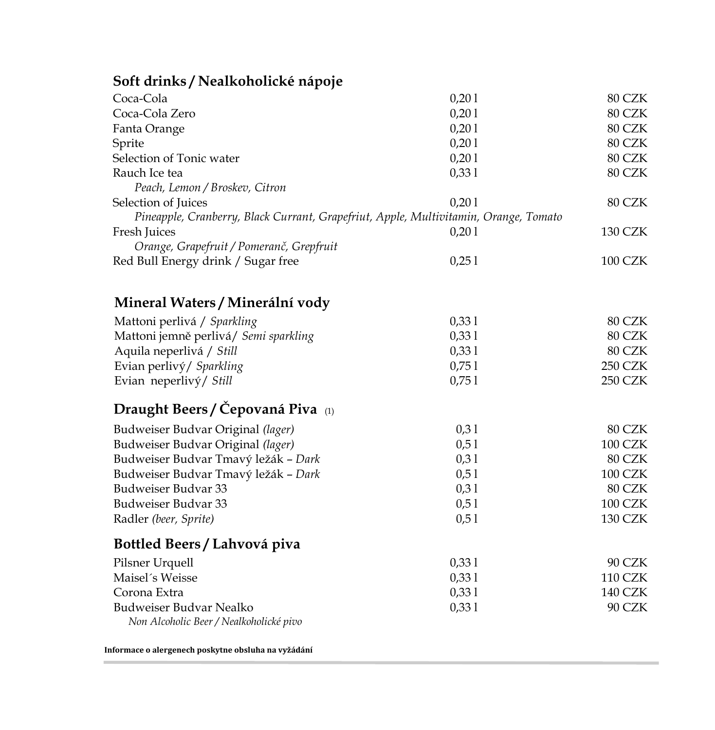## Soft drinks / Nealkoholické nápoje

| | | |
|---|---|---|
| Coca-Cola | 0,20 l | 80 CZK |
| Coca-Cola Zero | 0,20 l | 80 CZK |
| Fanta Orange | 0,20 l | 80 CZK |
| Sprite | 0,20 l | 80 CZK |
| Selection of Tonic water | 0,20 l | 80 CZK |
| Rauch Ice tea | 0,33 l | 80 CZK |
| *Peach, Lemon / Broskev, Citron* | | |
| Selection of Juices | 0,20 l | 80 CZK |
| *Pineapple, Cranberry, Black Currant, Grapefriut, Apple, Multivitamin, Orange, Tomato* | | |
| Fresh Juices | 0,20 l | 130 CZK |
| *Orange, Grapefruit / Pomeranč, Grepfruit* | | |
| Red Bull Energy drink / Sugar free | 0,25 l | 100 CZK |

## Mineral Waters / Minerální vody

| | | |
|---|---|---|
| Mattoni perlivá / *Sparkling* | 0,33 l | 80 CZK |
| Mattoni jemně perlivá/ *Semi sparkling* | 0,33 l | 80 CZK |
| Aquila neperlivá / *Still* | 0,33 l | 80 CZK |
| Evian perlivý/ *Sparkling* | 0,75 l | 250 CZK |
| Evian neperlivý/ *Still* | 0,75 l | 250 CZK |

## Draught Beers / Čepovaná Piva (1)

| | | |
|---|---|---|
| Budweiser Budvar Original *(lager)* | 0,3 l | 80 CZK |
| Budweiser Budvar Original *(lager)* | 0,5 l | 100 CZK |
| Budweiser Budvar Tmavý ležák – *Dark* | 0,3 l | 80 CZK |
| Budweiser Budvar Tmavý ležák – *Dark* | 0,5 l | 100 CZK |
| Budweiser Budvar 33 | 0,3 l | 80 CZK |
| Budweiser Budvar 33 | 0,5 l | 100 CZK |
| Radler *(beer, Sprite)* | 0,5 l | 130 CZK |

## Bottled Beers / Lahvová piva

| | | |
|---|---|---|
| Pilsner Urquell | 0,33 l | 90 CZK |
| Maisel´s Weisse | 0,33 l | 110 CZK |
| Corona Extra | 0,33 l | 140 CZK |
| Budweiser Budvar Nealko | 0,33 l | 90 CZK |
| *Non Alcoholic Beer / Nealkoholické pivo* | | |

**Informace o alergenech poskytne obsluha na vyžádání**